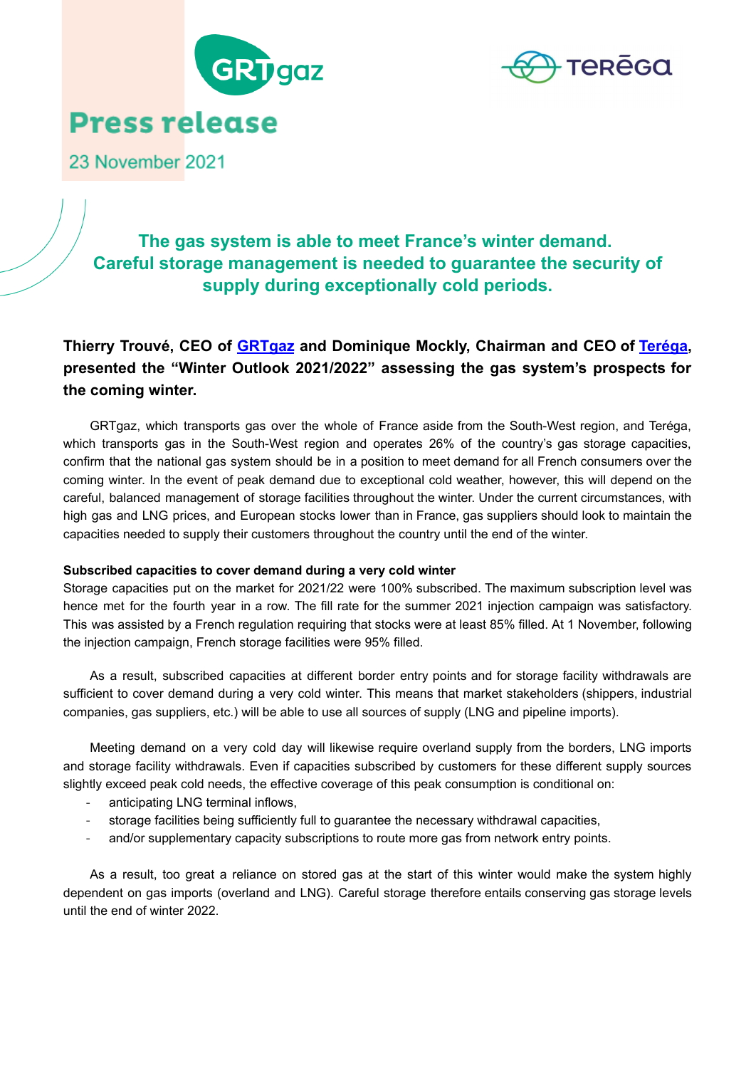# Press release

23 November 2021

## The gas system is able to meet France's winter demand. Careful storage management is needed to guarantee the security of supply during exceptionally cold periods.

**Thierry Trouvé, CEO of GRTgaz and Dominique Mockly, Chairman and CEO of Teréga, presented the "Winter Outlook 2021/2022" assessing the gas system's prospects for the coming winter.**

GRTgaz, which transports gas over the whole of France aside from the South-West region, and Teréga, which transports gas in the South-West region and operates 26% of the country's gas storage capacities, confirm that the national gas system should be in a position to meet demand for all French consumers over the coming winter. In the event of peak demand due to exceptional cold weather, however, this will depend on the careful, balanced management of storage facilities throughout the winter. Under the current circumstances, with high gas and LNG prices, and European stocks lower than in France, gas suppliers should look to maintain the capacities needed to supply their customers throughout the country until the end of the winter.

**Subscribed capacities to cover demand during a very cold winter**

Storage capacities put on the market for 2021/22 were 100% subscribed. The maximum subscription level was hence met for the fourth year in a row. The fill rate for the summer 2021 injection campaign was satisfactory. This was assisted by a French regulation requiring that stocks were at least 85% filled. At 1 November, following the injection campaign, French storage facilities were 95% filled.

As a result, subscribed capacities at different border entry points and for storage facility withdrawals are sufficient to cover demand during a very cold winter. This means that market stakeholders (shippers, industrial companies, gas suppliers, etc.) will be able to use all sources of supply (LNG and pipeline imports).

Meeting demand on a very cold day will likewise require overland supply from the borders, LNG imports and storage facility withdrawals. Even if capacities subscribed by customers for these different supply sources slightly exceed peak cold needs, the effective coverage of this peak consumption is conditional on:

- anticipating LNG terminal inflows,
- storage facilities being sufficiently full to guarantee the necessary withdrawal capacities,
- and/or supplementary capacity subscriptions to route more gas from network entry points.

As a result, too great a reliance on stored gas at the start of this winter would make the system highly dependent on gas imports (overland and LNG). Careful storage therefore entails conserving gas storage levels until the end of winter 2022.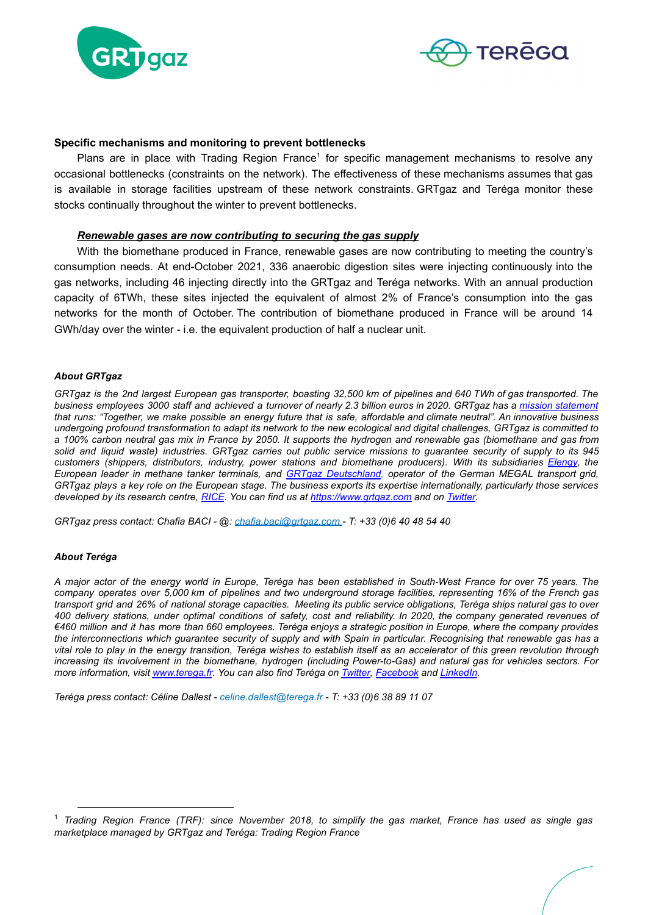**Specific mechanisms and monitoring to prevent bottlenecks**

Plans are in place with Trading Region France[1] for specific management mechanisms to resolve any occasional bottlenecks (constraints on the network). The effectiveness of these mechanisms assumes that gas is available in storage facilities upstream of these network constraints. GRTgaz and Teréga monitor these stocks continually throughout the winter to prevent bottlenecks.

***Renewable gases are now contributing to securing the gas supply***

With the biomethane produced in France, renewable gases are now contributing to meeting the country's consumption needs. At end-October 2021, 336 anaerobic digestion sites were injecting continuously into the gas networks, including 46 injecting directly into the GRTgaz and Teréga networks. With an annual production capacity of 6TWh, these sites injected the equivalent of almost 2% of France's consumption into the gas networks for the month of October. The contribution of biomethane produced in France will be around 14 GWh/day over the winter - i.e. the equivalent production of half a nuclear unit.

***About GRTgaz***

*GRTgaz is the 2nd largest European gas transporter, boasting 32,500 km of pipelines and 640 TWh of gas transported. The business employees 3000 staff and achieved a turnover of nearly 2.3 billion euros in 2020. GRTgaz has a mission statement that runs: "Together, we make possible an energy future that is safe, affordable and climate neutral". An innovative business undergoing profound transformation to adapt its network to the new ecological and digital challenges, GRTgaz is committed to a 100% carbon neutral gas mix in France by 2050. It supports the hydrogen and renewable gas (biomethane and gas from solid and liquid waste) industries. GRTgaz carries out public service missions to guarantee security of supply to its 945 customers (shippers, distributors, industry, power stations and biomethane producers). With its subsidiaries Elengy, the European leader in methane tanker terminals, and GRTgaz Deutschland, operator of the German MEGAL transport grid, GRTgaz plays a key role on the European stage. The business exports its expertise internationally, particularly those services developed by its research centre, RICE. You can find us at https://www.grtgaz.com and on Twitter.*

*GRTgaz press contact: Chafia BACI - @: chafia.baci@grtgaz.com - T: +33 (0)6 40 48 54 40*

***About Teréga***

*A major actor of the energy world in Europe, Teréga has been established in South-West France for over 75 years. The company operates over 5,000 km of pipelines and two underground storage facilities, representing 16% of the French gas transport grid and 26% of national storage capacities. Meeting its public service obligations, Teréga ships natural gas to over 400 delivery stations, under optimal conditions of safety, cost and reliability. In 2020, the company generated revenues of €460 million and it has more than 660 employees. Teréga enjoys a strategic position in Europe, where the company provides the interconnections which guarantee security of supply and with Spain in particular. Recognising that renewable gas has a vital role to play in the energy transition, Teréga wishes to establish itself as an accelerator of this green revolution through increasing its involvement in the biomethane, hydrogen (including Power-to-Gas) and natural gas for vehicles sectors. For more information, visit www.terega.fr. You can also find Teréga on Twitter, Facebook and LinkedIn.*

*Teréga press contact: Céline Dallest - celine.dallest@terega.fr - T: +33 (0)6 38 89 11 07*

---

[1] *Trading Region France (TRF): since November 2018, to simplify the gas market, France has used as single gas marketplace managed by GRTgaz and Teréga: Trading Region France*